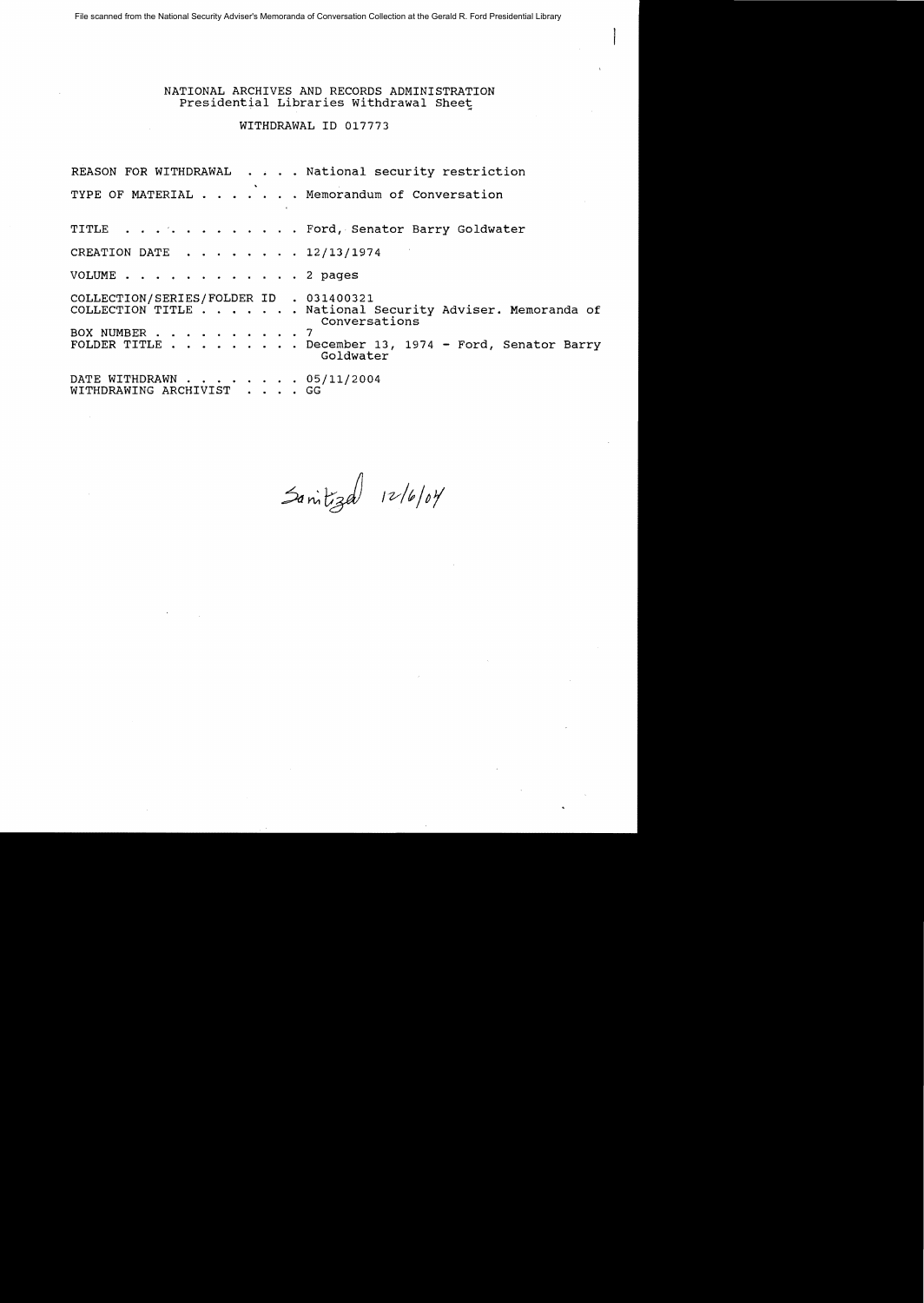File scanned from the National Security Adviser's Memoranda of Conversation Collection at the Gerald R. Ford Presidential Library

NATIONAL ARCHIVES AND RECORDS ADMINISTRATION
Presidential Libraries Withdrawal Sheet

WITHDRAWAL ID 017773

REASON FOR WITHDRAWAL . . . . National security restriction

TYPE OF MATERIAL . . . . . . . Memorandum of Conversation

TITLE . . . . . . . . . . . . Ford, Senator Barry Goldwater

CREATION DATE . . . . . . . . 12/13/1974

VOLUME . . . . . . . . . . . . 2 pages

COLLECTION/SERIES/FOLDER ID . 031400321
COLLECTION TITLE . . . . . . . National Security Adviser. Memoranda of Conversations
BOX NUMBER . . . . . . . . . . 7
FOLDER TITLE . . . . . . . . . December 13, 1974 - Ford, Senator Barry Goldwater

DATE WITHDRAWN . . . . . . . . 05/11/2004
WITHDRAWING ARCHIVIST . . . . GG

Sanitized 12/6/04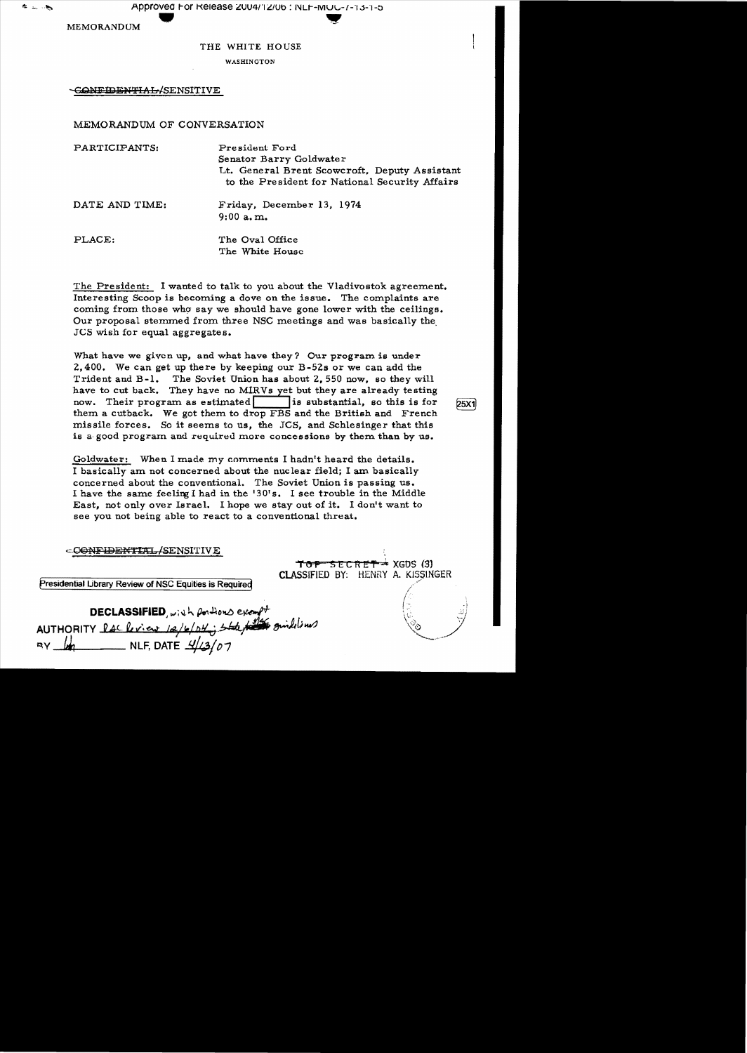MEMORANDUM

THE WHITE HOUSE

WASHINGTON

~~CONFIDENTIAL~~/SENSITIVE

MEMORANDUM OF CONVERSATION

| PARTICIPANTS: | President Ford<br>Senator Barry Goldwater<br>Lt. General Brent Scowcroft, Deputy Assistant to the President for National Security Affairs |
|---|---|
| DATE AND TIME: | Friday, December 13, 1974<br>9:00 a.m. |
| PLACE: | The Oval Office<br>The White House |

The President: I wanted to talk to you about the Vladivostok agreement. Interesting Scoop is becoming a dove on the issue. The complaints are coming from those who say we should have gone lower with the ceilings. Our proposal stemmed from three NSC meetings and was basically the JCS wish for equal aggregates.

What have we given up, and what have they? Our program is under 2,400. We can get up there by keeping our B-52s or we can add the Trident and B-1. The Soviet Union has about 2,550 now, so they will have to cut back. They have no MIRVs yet but they are already testing now. Their program as estimated [     ] is substantial, so this is for them a cutback. We got them to drop FBS and the British and French missile forces. So it seems to us, the JCS, and Schlesinger that this is a good program and required more concessions by them than by us.

25X1

Goldwater: When I made my comments I hadn't heard the details. I basically am not concerned about the nuclear field; I am basically concerned about the conventional. The Soviet Union is passing us. I have the same feeling I had in the '30's. I see trouble in the Middle East, not only over Israel. I hope we stay out of it. I don't want to see you not being able to react to a conventional threat.

~~CONFIDENTIAL~~/SENSITIVE

~~TOP SECRET~~ – XGDS (3)
CLASSIFIED BY: HENRY A. KISSINGER

Presidential Library Review of NSC Equities is Required

DECLASSIFIED, with portions exempt
AUTHORITY DAC Review 12/6/04; State Dept guidelines
BY [initials] NLF, DATE 4/13/07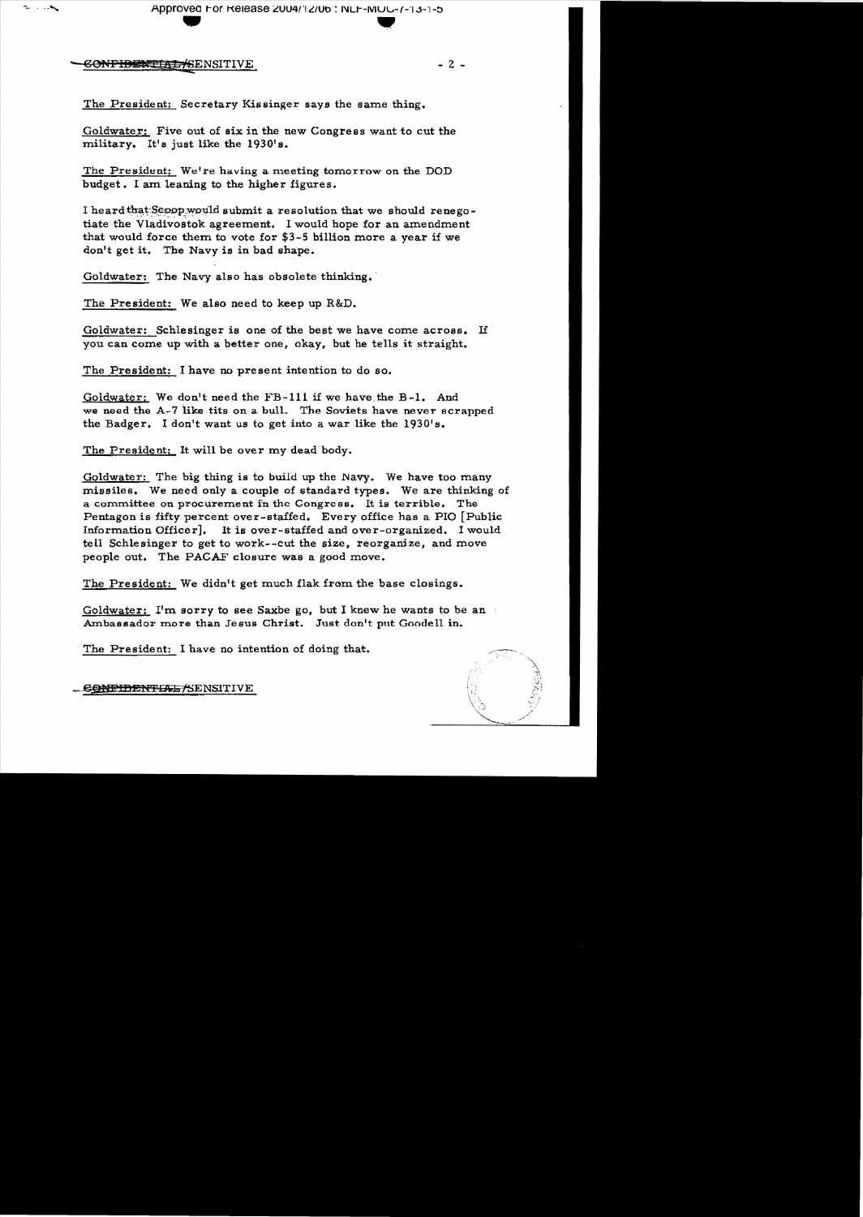CONFIDENTIAL/SENSITIVE

The President: Secretary Kissinger says the same thing.

Goldwater: Five out of six in the new Congress want to cut the military. It's just like the 1930's.

The President: We're having a meeting tomorrow on the DOD budget. I am leaning to the higher figures.

I heard that Scoop would submit a resolution that we should renegotiate the Vladivostok agreement. I would hope for an amendment that would force them to vote for $3-5 billion more a year if we don't get it. The Navy is in bad shape.

Goldwater: The Navy also has obsolete thinking.

The President: We also need to keep up R&D.

Goldwater: Schlesinger is one of the best we have come across. If you can come up with a better one, okay, but he tells it straight.

The President: I have no present intention to do so.

Goldwater: We don't need the FB-111 if we have the B-1. And we need the A-7 like tits on a bull. The Soviets have never scrapped the Badger. I don't want us to get into a war like the 1930's.

The President: It will be over my dead body.

Goldwater: The big thing is to build up the Navy. We have too many missiles. We need only a couple of standard types. We are thinking of a committee on procurement in the Congress. It is terrible. The Pentagon is fifty percent over-staffed. Every office has a PIO [Public Information Officer]. It is over-staffed and over-organized. I would tell Schlesinger to get to work--cut the size, reorganize, and move people out. The PACAF closure was a good move.

The President: We didn't get much flak from the base closings.

Goldwater: I'm sorry to see Saxbe go, but I knew he wants to be an Ambassador more than Jesus Christ. Just don't put Goodell in.

The President: I have no intention of doing that.

CONFIDENTIAL/SENSITIVE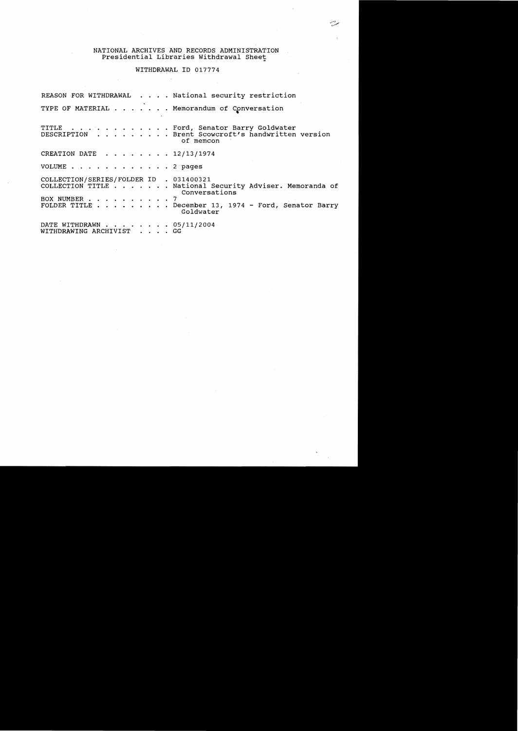NATIONAL ARCHIVES AND RECORDS ADMINISTRATION
Presidential Libraries Withdrawal Sheet

WITHDRAWAL ID 017774

| | |
|---|---|
| REASON FOR WITHDRAWAL . . . . | National security restriction |
| TYPE OF MATERIAL . . . . . . . | Memorandum of Conversation |
| TITLE . . . . . . . . . . . . | Ford, Senator Barry Goldwater |
| DESCRIPTION . . . . . . . . . | Brent Scowcroft's handwritten version of memcon |
| CREATION DATE . . . . . . . . | 12/13/1974 |
| VOLUME . . . . . . . . . . . . | 2 pages |
| COLLECTION/SERIES/FOLDER ID . | 031400321 |
| COLLECTION TITLE . . . . . . . | National Security Adviser. Memoranda of Conversations |
| BOX NUMBER . . . . . . . . . . | 7 |
| FOLDER TITLE . . . . . . . . . | December 13, 1974 - Ford, Senator Barry Goldwater |
| DATE WITHDRAWN . . . . . . . . | 05/11/2004 |
| WITHDRAWING ARCHIVIST . . . . | GG |